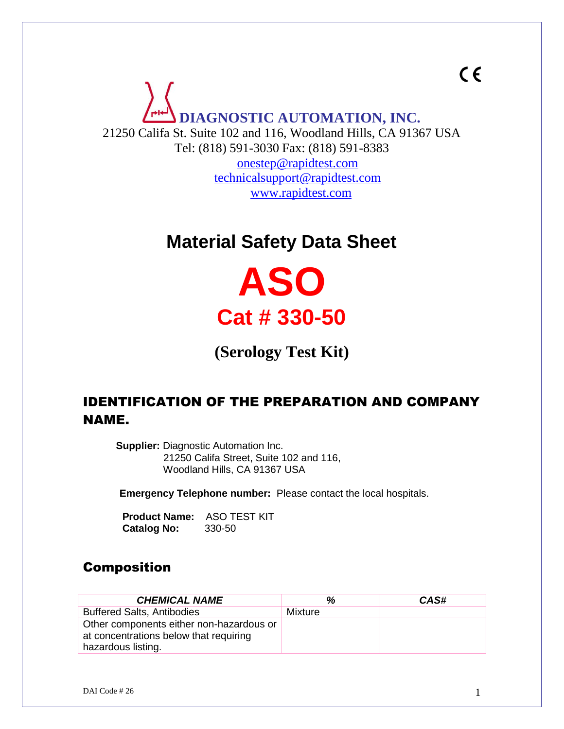CE

**DIAGNOSTIC AUTOMATION, INC.**

21250 Califa St. Suite 102 and 116, Woodland Hills, CA 91367 USA
Tel: (818) 591-3030 Fax: (818) 591-8383
onestep@rapidtest.com
technicalsupport@rapidtest.com
www.rapidtest.com

# Material Safety Data Sheet

# ASO

## Cat # 330-50

## (Serology Test Kit)

## IDENTIFICATION OF THE PREPARATION AND COMPANY NAME.

**Supplier:** Diagnostic Automation Inc.
21250 Califa Street, Suite 102 and 116,
Woodland Hills, CA 91367 USA

**Emergency Telephone number:** Please contact the local hospitals.

**Product Name:** ASO TEST KIT
**Catalog No:** 330-50

## Composition

| *CHEMICAL NAME* | *%* | *CAS#* |
|---|---|---|
| Buffered Salts, Antibodies | Mixture | |
| Other components either non-hazardous or at concentrations below that requiring hazardous listing. | | |

DAI Code # 26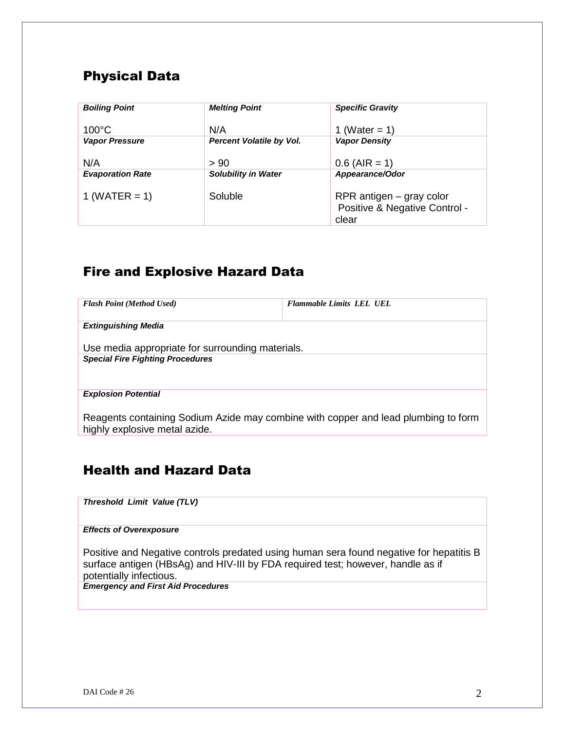## Physical Data

| ***Boiling Point*** | ***Melting Point*** | ***Specific Gravity*** |
|---|---|---|
| 100°C | N/A | 1 (Water = 1) |
| ***Vapor Pressure*** | ***Percent Volatile by Vol.*** | ***Vapor Density*** |
| N/A | > 90 | 0.6 (AIR = 1) |
| ***Evaporation Rate*** | ***Solubility in Water*** | ***Appearance/Odor*** |
| 1 (WATER = 1) | Soluble | RPR antigen – gray color<br>Positive & Negative Control - clear |

## Fire and Explosive Hazard Data

| ***Flash Point (Method Used)*** | ***Flammable Limits LEL UEL*** |
|---|---|

***Extinguishing Media***

Use media appropriate for surrounding materials.

***Special Fire Fighting Procedures***

***Explosion Potential***

Reagents containing Sodium Azide may combine with copper and lead plumbing to form highly explosive metal azide.

## Health and Hazard Data

***Threshold Limit Value (TLV)***

***Effects of Overexposure***

Positive and Negative controls predated using human sera found negative for hepatitis B surface antigen (HBsAg) and HIV-III by FDA required test; however, handle as if potentially infectious.

***Emergency and First Aid Procedures***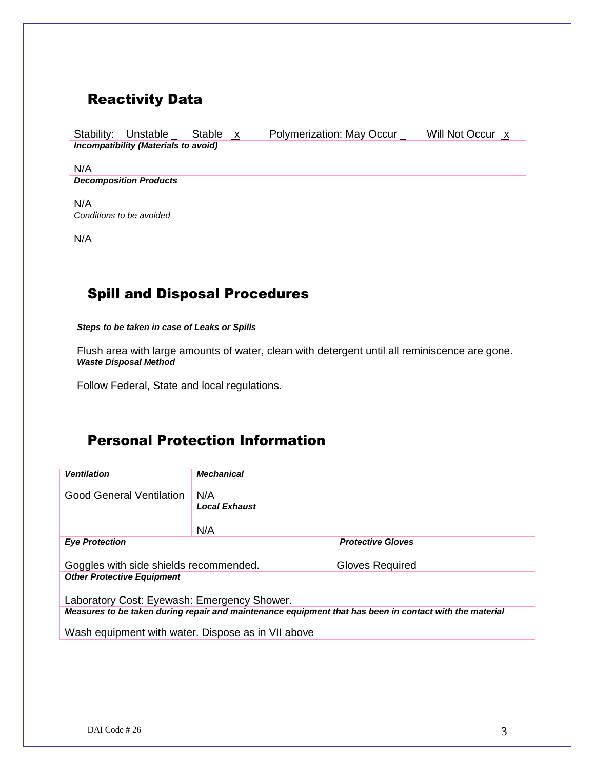## Reactivity Data

Stability: Unstable _ Stable x Polymerization: May Occur _ Will Not Occur x

***Incompatibility (Materials to avoid)***

N/A

***Decomposition Products***

N/A

*Conditions to be avoided*

N/A

## Spill and Disposal Procedures

***Steps to be taken in case of Leaks or Spills***

Flush area with large amounts of water, clean with detergent until all reminiscence are gone.

***Waste Disposal Method***

Follow Federal, State and local regulations.

## Personal Protection Information

***Ventilation***

Good General Ventilation

***Mechanical***

N/A

***Local Exhaust***

N/A

***Eye Protection***

Goggles with side shields recommended.

***Protective Gloves***

Gloves Required

***Other Protective Equipment***

Laboratory Cost: Eyewash: Emergency Shower.

***Measures to be taken during repair and maintenance equipment that has been in contact with the material***

Wash equipment with water. Dispose as in VII above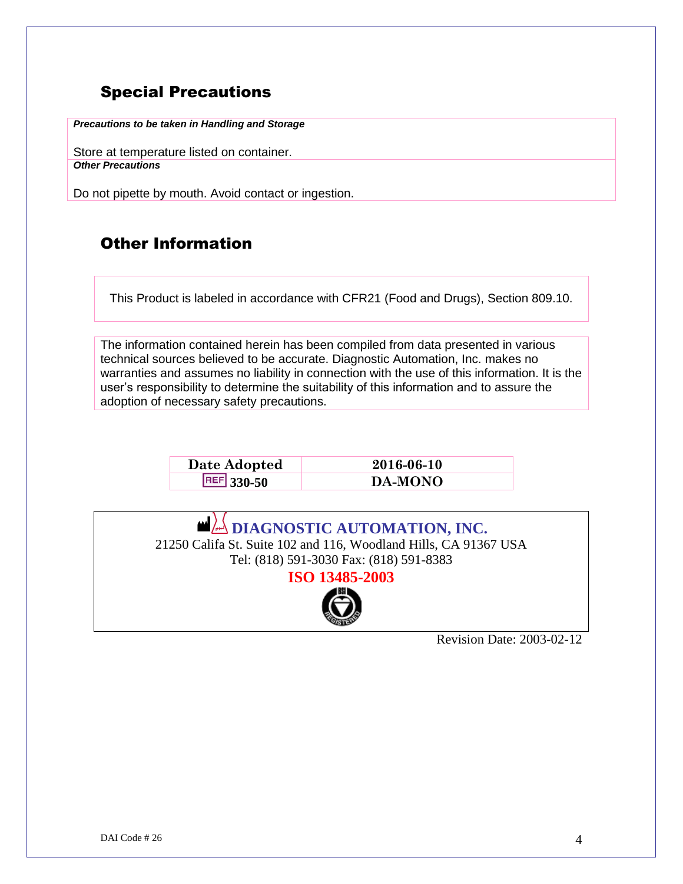## Special Precautions

| | |
|---|---|
| ***Precautions to be taken in Handling and Storage*** | |
| Store at temperature listed on container. | |
| ***Other Precautions*** | |
| Do not pipette by mouth. Avoid contact or ingestion. | |

## Other Information

This Product is labeled in accordance with CFR21 (Food and Drugs), Section 809.10.

The information contained herein has been compiled from data presented in various technical sources believed to be accurate. Diagnostic Automation, Inc. makes no warranties and assumes no liability in connection with the use of this information. It is the user's responsibility to determine the suitability of this information and to assure the adoption of necessary safety precautions.

| **Date Adopted** | **2016-06-10** |
|---|---|
| **REF 330-50** | **DA-MONO** |

**DIAGNOSTIC AUTOMATION, INC.**
21250 Califa St. Suite 102 and 116, Woodland Hills, CA 91367 USA
Tel: (818) 591-3030 Fax: (818) 591-8383
**ISO 13485-2003**

Revision Date: 2003-02-12

DAI Code # 26